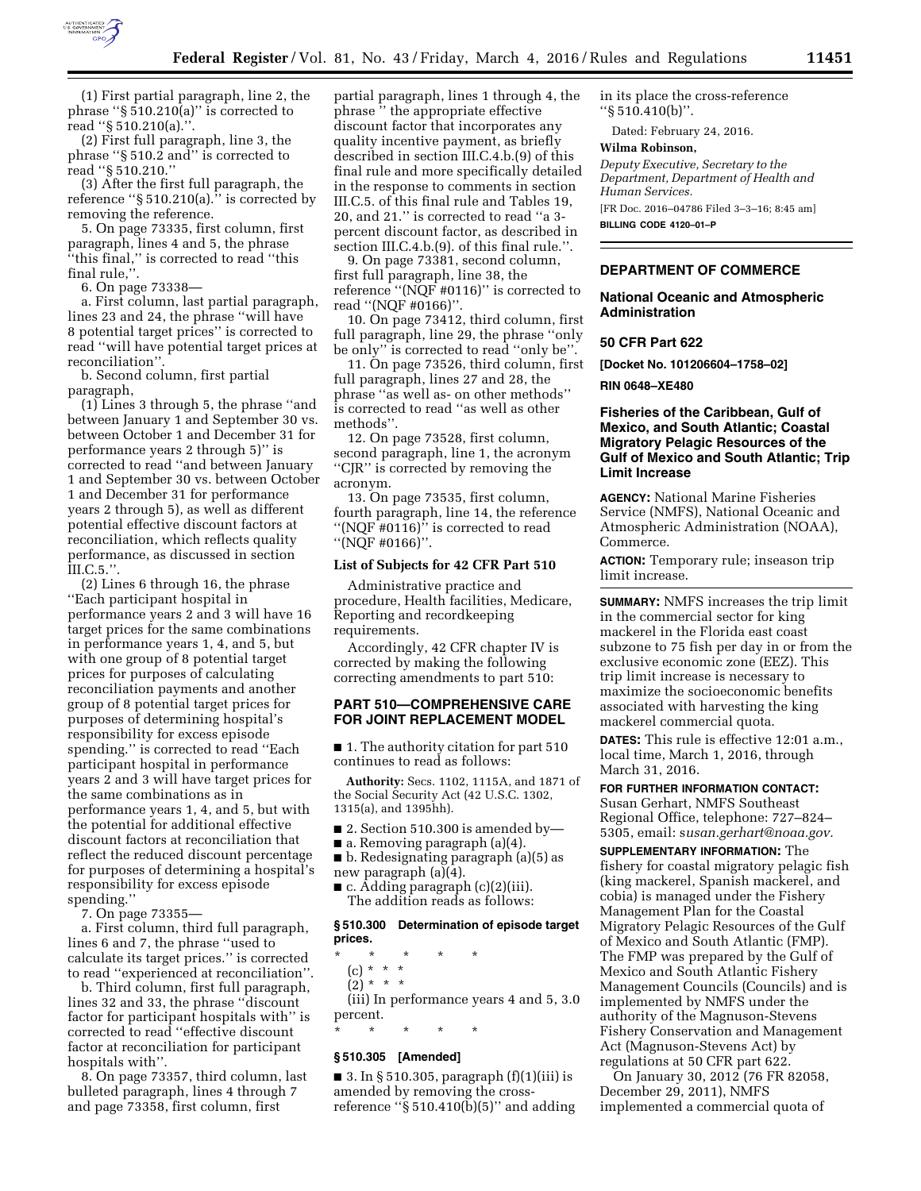(1) First partial paragraph, line 2, the phrase "§ 510.210(a)" is corrected to read "§ 510.210(a).".

(2) First full paragraph, line 3, the phrase "§ 510.2 and" is corrected to read "§ 510.210."

(3) After the first full paragraph, the reference "§ 510.210(a)." is corrected by removing the reference.

5. On page 73335, first column, first paragraph, lines 4 and 5, the phrase "this final," is corrected to read "this final rule,".

6. On page 73338—

a. First column, last partial paragraph, lines 23 and 24, the phrase "will have 8 potential target prices" is corrected to read "will have potential target prices at reconciliation".

b. Second column, first partial paragraph,

(1) Lines 3 through 5, the phrase "and between January 1 and September 30 vs. between October 1 and December 31 for performance years 2 through 5)" is corrected to read "and between January 1 and September 30 vs. between October 1 and December 31 for performance years 2 through 5), as well as different potential effective discount factors at reconciliation, which reflects quality performance, as discussed in section III.C.5.".

(2) Lines 6 through 16, the phrase "Each participant hospital in performance years 2 and 3 will have 16 target prices for the same combinations in performance years 1, 4, and 5, but with one group of 8 potential target prices for purposes of calculating reconciliation payments and another group of 8 potential target prices for purposes of determining hospital's responsibility for excess episode spending." is corrected to read "Each participant hospital in performance years 2 and 3 will have target prices for the same combinations as in performance years 1, 4, and 5, but with the potential for additional effective discount factors at reconciliation that reflect the reduced discount percentage for purposes of determining a hospital's responsibility for excess episode spending."

7. On page 73355—

a. First column, third full paragraph, lines 6 and 7, the phrase "used to calculate its target prices." is corrected to read "experienced at reconciliation".

b. Third column, first full paragraph, lines 32 and 33, the phrase "discount factor for participant hospitals with" is corrected to read "effective discount factor at reconciliation for participant hospitals with".

8. On page 73357, third column, last bulleted paragraph, lines 4 through 7 and page 73358, first column, first partial paragraph, lines 1 through 4, the phrase " the appropriate effective discount factor that incorporates any quality incentive payment, as briefly described in section III.C.4.b.(9) of this final rule and more specifically detailed in the response to comments in section III.C.5. of this final rule and Tables 19, 20, and 21." is corrected to read "a 3-percent discount factor, as described in section III.C.4.b.(9). of this final rule.".

9. On page 73381, second column, first full paragraph, line 38, the reference "(NQF #0116)" is corrected to read "(NQF #0166)".

10. On page 73412, third column, first full paragraph, line 29, the phrase "only be only" is corrected to read "only be".

11. On page 73526, third column, first full paragraph, lines 27 and 28, the phrase "as well as- on other methods" is corrected to read "as well as other methods".

12. On page 73528, first column, second paragraph, line 1, the acronym "CJR" is corrected by removing the acronym.

13. On page 73535, first column, fourth paragraph, line 14, the reference "(NQF #0116)" is corrected to read "(NQF #0166)".

### List of Subjects for 42 CFR Part 510

Administrative practice and procedure, Health facilities, Medicare, Reporting and recordkeeping requirements.

Accordingly, 42 CFR chapter IV is corrected by making the following correcting amendments to part 510:

## PART 510—COMPREHENSIVE CARE FOR JOINT REPLACEMENT MODEL

■ 1. The authority citation for part 510 continues to read as follows:

**Authority:** Secs. 1102, 1115A, and 1871 of the Social Security Act (42 U.S.C. 1302, 1315(a), and 1395hh).

■ 2. Section 510.300 is amended by—

■ a. Removing paragraph (a)(4).

■ b. Redesignating paragraph (a)(5) as new paragraph (a)(4).

■ c. Adding paragraph (c)(2)(iii).

The addition reads as follows:

### § 510.300 Determination of episode target prices.

\* \* \* \* \*

(c) \* \* \*

(2) \* \* \*

(iii) In performance years 4 and 5, 3.0 percent.

\* \* \* \* \*

### § 510.305 [Amended]

■ 3. In § 510.305, paragraph (f)(1)(iii) is amended by removing the cross-reference "§ 510.410(b)(5)" and adding in its place the cross-reference "§ 510.410(b)".

Dated: February 24, 2016.

**Wilma Robinson,**

*Deputy Executive, Secretary to the Department, Department of Health and Human Services.*

[FR Doc. 2016–04786 Filed 3–3–16; 8:45 am]

**BILLING CODE 4120–01–P**

---

## DEPARTMENT OF COMMERCE

### National Oceanic and Atmospheric Administration

### 50 CFR Part 622

**[Docket No. 101206604–1758–02]**

**RIN 0648–XE480**

### Fisheries of the Caribbean, Gulf of Mexico, and South Atlantic; Coastal Migratory Pelagic Resources of the Gulf of Mexico and South Atlantic; Trip Limit Increase

**AGENCY:** National Marine Fisheries Service (NMFS), National Oceanic and Atmospheric Administration (NOAA), Commerce.

**ACTION:** Temporary rule; inseason trip limit increase.

**SUMMARY:** NMFS increases the trip limit in the commercial sector for king mackerel in the Florida east coast subzone to 75 fish per day in or from the exclusive economic zone (EEZ). This trip limit increase is necessary to maximize the socioeconomic benefits associated with harvesting the king mackerel commercial quota.

**DATES:** This rule is effective 12:01 a.m., local time, March 1, 2016, through March 31, 2016.

**FOR FURTHER INFORMATION CONTACT:** Susan Gerhart, NMFS Southeast Regional Office, telephone: 727–824–5305, email: *susan.gerhart@noaa.gov.*

**SUPPLEMENTARY INFORMATION:** The fishery for coastal migratory pelagic fish (king mackerel, Spanish mackerel, and cobia) is managed under the Fishery Management Plan for the Coastal Migratory Pelagic Resources of the Gulf of Mexico and South Atlantic (FMP). The FMP was prepared by the Gulf of Mexico and South Atlantic Fishery Management Councils (Councils) and is implemented by NMFS under the authority of the Magnuson-Stevens Fishery Conservation and Management Act (Magnuson-Stevens Act) by regulations at 50 CFR part 622.

On January 30, 2012 (76 FR 82058, December 29, 2011), NMFS implemented a commercial quota of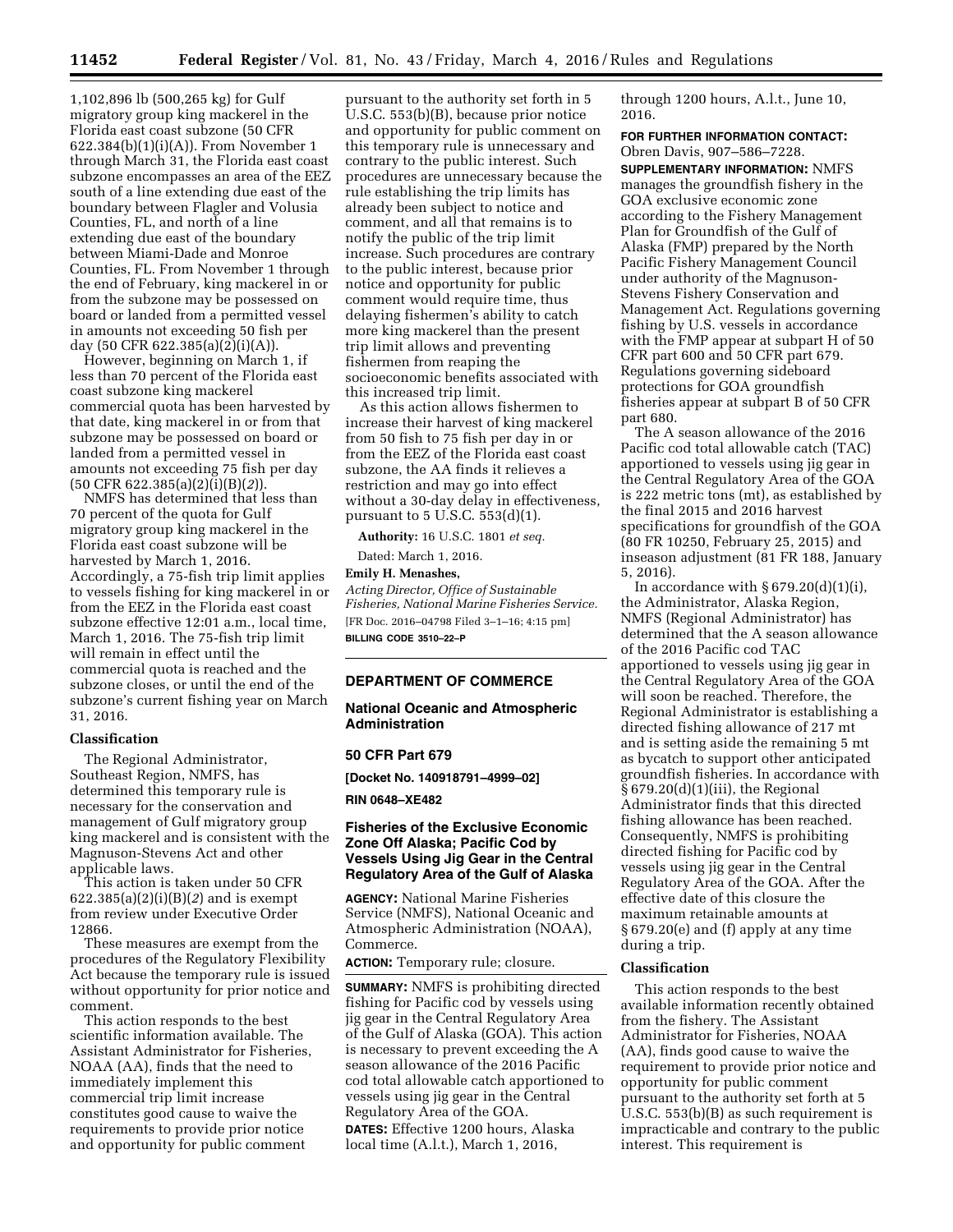1,102,896 lb (500,265 kg) for Gulf migratory group king mackerel in the Florida east coast subzone (50 CFR 622.384(b)(1)(i)(A)). From November 1 through March 31, the Florida east coast subzone encompasses an area of the EEZ south of a line extending due east of the boundary between Flagler and Volusia Counties, FL, and north of a line extending due east of the boundary between Miami-Dade and Monroe Counties, FL. From November 1 through the end of February, king mackerel in or from the subzone may be possessed on board or landed from a permitted vessel in amounts not exceeding 50 fish per day (50 CFR 622.385(a)(2)(i)(A)).

However, beginning on March 1, if less than 70 percent of the Florida east coast subzone king mackerel commercial quota has been harvested by that date, king mackerel in or from that subzone may be possessed on board or landed from a permitted vessel in amounts not exceeding 75 fish per day (50 CFR 622.385(a)(2)(i)(B)(*2*)).

NMFS has determined that less than 70 percent of the quota for Gulf migratory group king mackerel in the Florida east coast subzone will be harvested by March 1, 2016. Accordingly, a 75-fish trip limit applies to vessels fishing for king mackerel in or from the EEZ in the Florida east coast subzone effective 12:01 a.m., local time, March 1, 2016. The 75-fish trip limit will remain in effect until the commercial quota is reached and the subzone closes, or until the end of the subzone's current fishing year on March 31, 2016.

## Classification

The Regional Administrator, Southeast Region, NMFS, has determined this temporary rule is necessary for the conservation and management of Gulf migratory group king mackerel and is consistent with the Magnuson-Stevens Act and other applicable laws.

This action is taken under 50 CFR 622.385(a)(2)(i)(B)(*2*) and is exempt from review under Executive Order 12866.

These measures are exempt from the procedures of the Regulatory Flexibility Act because the temporary rule is issued without opportunity for prior notice and comment.

This action responds to the best scientific information available. The Assistant Administrator for Fisheries, NOAA (AA), finds that the need to immediately implement this commercial trip limit increase constitutes good cause to waive the requirements to provide prior notice and opportunity for public comment pursuant to the authority set forth in 5 U.S.C. 553(b)(B), because prior notice and opportunity for public comment on this temporary rule is unnecessary and contrary to the public interest. Such procedures are unnecessary because the rule establishing the trip limits has already been subject to notice and comment, and all that remains is to notify the public of the trip limit increase. Such procedures are contrary to the public interest, because prior notice and opportunity for public comment would require time, thus delaying fishermen's ability to catch more king mackerel than the present trip limit allows and preventing fishermen from reaping the socioeconomic benefits associated with this increased trip limit.

As this action allows fishermen to increase their harvest of king mackerel from 50 fish to 75 fish per day in or from the EEZ of the Florida east coast subzone, the AA finds it relieves a restriction and may go into effect without a 30-day delay in effectiveness, pursuant to 5 U.S.C. 553(d)(1).

**Authority:** 16 U.S.C. 1801 *et seq.*

Dated: March 1, 2016.

**Emily H. Menashes,**

*Acting Director, Office of Sustainable Fisheries, National Marine Fisheries Service.*

[FR Doc. 2016–04798 Filed 3–1–16; 4:15 pm]

**BILLING CODE 3510–22–P**

---

## DEPARTMENT OF COMMERCE

## National Oceanic and Atmospheric Administration

## 50 CFR Part 679

**[Docket No. 140918791–4999–02]**

**RIN 0648–XE482**

## Fisheries of the Exclusive Economic Zone Off Alaska; Pacific Cod by Vessels Using Jig Gear in the Central Regulatory Area of the Gulf of Alaska

**AGENCY:** National Marine Fisheries Service (NMFS), National Oceanic and Atmospheric Administration (NOAA), Commerce.

**ACTION:** Temporary rule; closure.

**SUMMARY:** NMFS is prohibiting directed fishing for Pacific cod by vessels using jig gear in the Central Regulatory Area of the Gulf of Alaska (GOA). This action is necessary to prevent exceeding the A season allowance of the 2016 Pacific cod total allowable catch apportioned to vessels using jig gear in the Central Regulatory Area of the GOA.

**DATES:** Effective 1200 hours, Alaska local time (A.l.t.), March 1, 2016, through 1200 hours, A.l.t., June 10, 2016.

**FOR FURTHER INFORMATION CONTACT:** Obren Davis, 907–586–7228.

**SUPPLEMENTARY INFORMATION:** NMFS manages the groundfish fishery in the GOA exclusive economic zone according to the Fishery Management Plan for Groundfish of the Gulf of Alaska (FMP) prepared by the North Pacific Fishery Management Council under authority of the Magnuson-Stevens Fishery Conservation and Management Act. Regulations governing fishing by U.S. vessels in accordance with the FMP appear at subpart H of 50 CFR part 600 and 50 CFR part 679. Regulations governing sideboard protections for GOA groundfish fisheries appear at subpart B of 50 CFR part 680.

The A season allowance of the 2016 Pacific cod total allowable catch (TAC) apportioned to vessels using jig gear in the Central Regulatory Area of the GOA is 222 metric tons (mt), as established by the final 2015 and 2016 harvest specifications for groundfish of the GOA (80 FR 10250, February 25, 2015) and inseason adjustment (81 FR 188, January 5, 2016).

In accordance with § 679.20(d)(1)(i), the Administrator, Alaska Region, NMFS (Regional Administrator) has determined that the A season allowance of the 2016 Pacific cod TAC apportioned to vessels using jig gear in the Central Regulatory Area of the GOA will soon be reached. Therefore, the Regional Administrator is establishing a directed fishing allowance of 217 mt and is setting aside the remaining 5 mt as bycatch to support other anticipated groundfish fisheries. In accordance with § 679.20(d)(1)(iii), the Regional Administrator finds that this directed fishing allowance has been reached. Consequently, NMFS is prohibiting directed fishing for Pacific cod by vessels using jig gear in the Central Regulatory Area of the GOA. After the effective date of this closure the maximum retainable amounts at § 679.20(e) and (f) apply at any time during a trip.

## Classification

This action responds to the best available information recently obtained from the fishery. The Assistant Administrator for Fisheries, NOAA (AA), finds good cause to waive the requirement to provide prior notice and opportunity for public comment pursuant to the authority set forth at 5 U.S.C. 553(b)(B) as such requirement is impracticable and contrary to the public interest. This requirement is